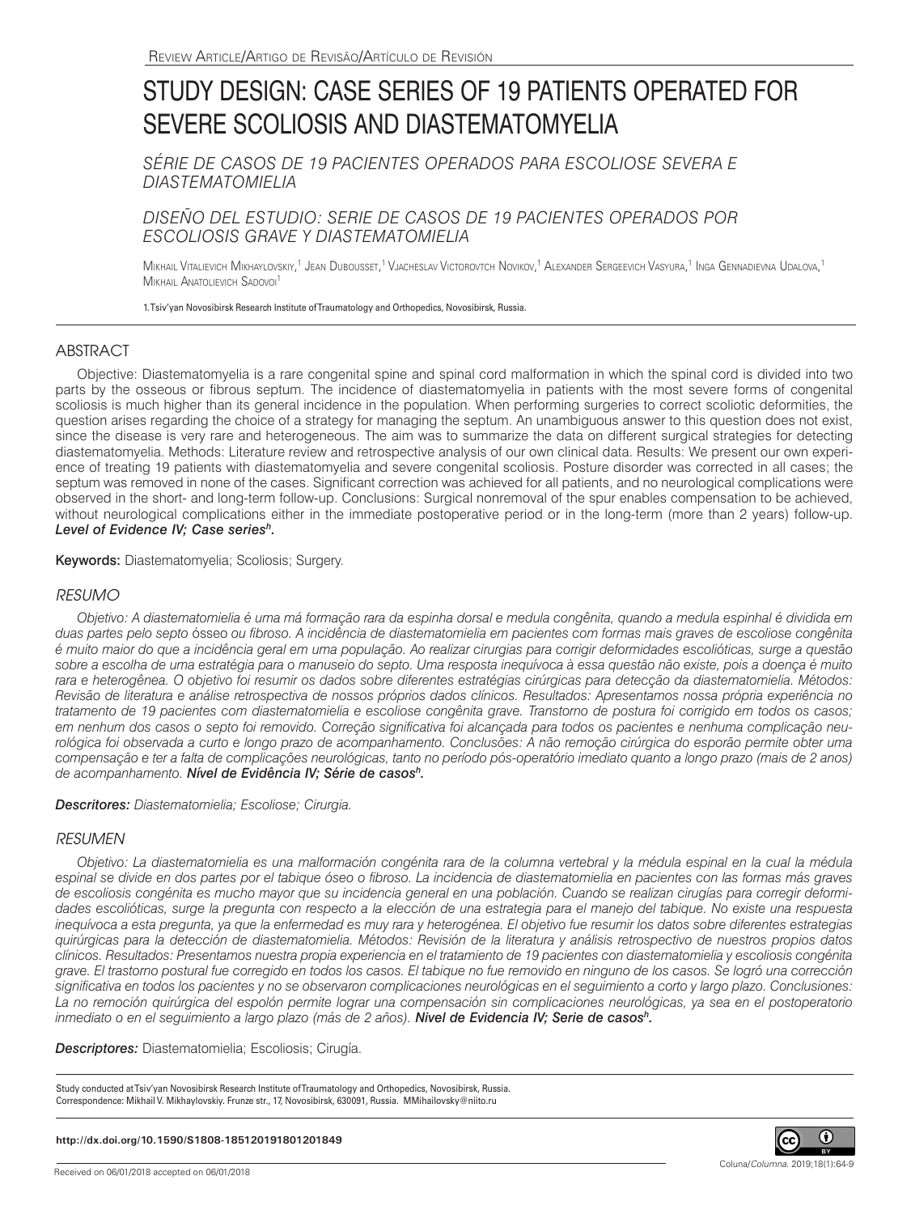Review Article/Artigo de Revisão/Artículo de Revisión

# STUDY DESIGN: CASE SERIES OF 19 PATIENTS OPERATED FOR SEVERE SCOLIOSIS AND DIASTEMATOMYELIA

## *SÉRIE DE CASOS DE 19 PACIENTES OPERADOS PARA ESCOLIOSE SEVERA E DIASTEMATOMIELIA*

## *DISEÑO DEL ESTUDIO: SERIE DE CASOS DE 19 PACIENTES OPERADOS POR ESCOLIOSIS GRAVE Y DIASTEMATOMIELIA*

Mikhail Vitalievich Mikhaylovskiy,[1] Jean Dubousset,[1] Vjacheslav Victorovtch Novikov,[1] Alexander Sergeevich Vasyura,[1] Inga Gennadievna Udalova,[1] Mikhail Anatolievich Sadovoi[1]

1.Tsiv'yan Novosibirsk Research Institute of Traumatology and Orthopedics, Novosibirsk, Russia.

## ABSTRACT

Objective: Diastematomyelia is a rare congenital spine and spinal cord malformation in which the spinal cord is divided into two parts by the osseous or fibrous septum. The incidence of diastematomyelia in patients with the most severe forms of congenital scoliosis is much higher than its general incidence in the population. When performing surgeries to correct scoliotic deformities, the question arises regarding the choice of a strategy for managing the septum. An unambiguous answer to this question does not exist, since the disease is very rare and heterogeneous. The aim was to summarize the data on different surgical strategies for detecting diastematomyelia. Methods: Literature review and retrospective analysis of our own clinical data. Results: We present our own experience of treating 19 patients with diastematomyelia and severe congenital scoliosis. Posture disorder was corrected in all cases; the septum was removed in none of the cases. Significant correction was achieved for all patients, and no neurological complications were observed in the short- and long-term follow-up. Conclusions: Surgical nonremoval of the spur enables compensation to be achieved, without neurological complications either in the immediate postoperative period or in the long-term (more than 2 years) follow-up. ***Level of Evidence IV; Case series[h].***

**Keywords:** Diastematomyelia; Scoliosis; Surgery.

## *RESUMO*

*Objetivo: A diastematomielia é uma má formação rara da espinha dorsal e medula congênita, quando a medula espinhal é dividida em duas partes pelo septo ósseo ou fibroso. A incidência de diastematomielia em pacientes com formas mais graves de escoliose congênita é muito maior do que a incidência geral em uma população. Ao realizar cirurgias para corrigir deformidades escolióticas, surge a questão sobre a escolha de uma estratégia para o manuseio do septo. Uma resposta inequívoca à essa questão não existe, pois a doença é muito rara e heterogênea. O objetivo foi resumir os dados sobre diferentes estratégias cirúrgicas para detecção da diastematomielia. Métodos: Revisão de literatura e análise retrospectiva de nossos próprios dados clínicos. Resultados: Apresentamos nossa própria experiência no tratamento de 19 pacientes com diastematomielia e escoliose congênita grave. Transtorno de postura foi corrigido em todos os casos; em nenhum dos casos o septo foi removido. Correção significativa foi alcançada para todos os pacientes e nenhuma complicação neurológica foi observada a curto e longo prazo de acompanhamento. Conclusões: A não remoção cirúrgica do esporão permite obter uma compensação e ter a falta de complicações neurológicas, tanto no período pós-operatório imediato quanto a longo prazo (mais de 2 anos) de acompanhamento.* ***Nível de Evidência IV; Série de casos[h].***

***Descritores:*** *Diastematomielia; Escoliose; Cirurgia.*

## *RESUMEN*

*Objetivo: La diastematomielia es una malformación congénita rara de la columna vertebral y la médula espinal en la cual la médula espinal se divide en dos partes por el tabique óseo o fibroso. La incidencia de diastematomielia en pacientes con las formas más graves de escoliosis congénita es mucho mayor que su incidencia general en una población. Cuando se realizan cirugías para corregir deformidades escolióticas, surge la pregunta con respecto a la elección de una estrategia para el manejo del tabique. No existe una respuesta inequívoca a esta pregunta, ya que la enfermedad es muy rara y heterogénea. El objetivo fue resumir los datos sobre diferentes estrategias quirúrgicas para la detección de diastematomielia. Métodos: Revisión de la literatura y análisis retrospectivo de nuestros propios datos clínicos. Resultados: Presentamos nuestra propia experiencia en el tratamiento de 19 pacientes con diastematomielia y escoliosis congénita grave. El trastorno postural fue corregido en todos los casos. El tabique no fue removido en ninguno de los casos. Se logró una corrección significativa en todos los pacientes y no se observaron complicaciones neurológicas en el seguimiento a corto y largo plazo. Conclusiones: La no remoción quirúrgica del espolón permite lograr una compensación sin complicaciones neurológicas, ya sea en el postoperatorio inmediato o en el seguimiento a largo plazo (más de 2 años).* ***Nivel de Evidencia IV; Serie de casos[h].***

***Descriptores:*** Diastematomielia; Escoliosis; Cirugía.

Study conducted at Tsiv'yan Novosibirsk Research Institute of Traumatology and Orthopedics, Novosibirsk, Russia.
Correspondence: Mikhail V. Mikhaylovskiy. Frunze str., 17, Novosibirsk, 630091, Russia. MMihailovsky@niito.ru

**http://dx.doi.org/10.1590/S1808-185120191801201849**

Received on 06/01/2018 accepted on 06/01/2018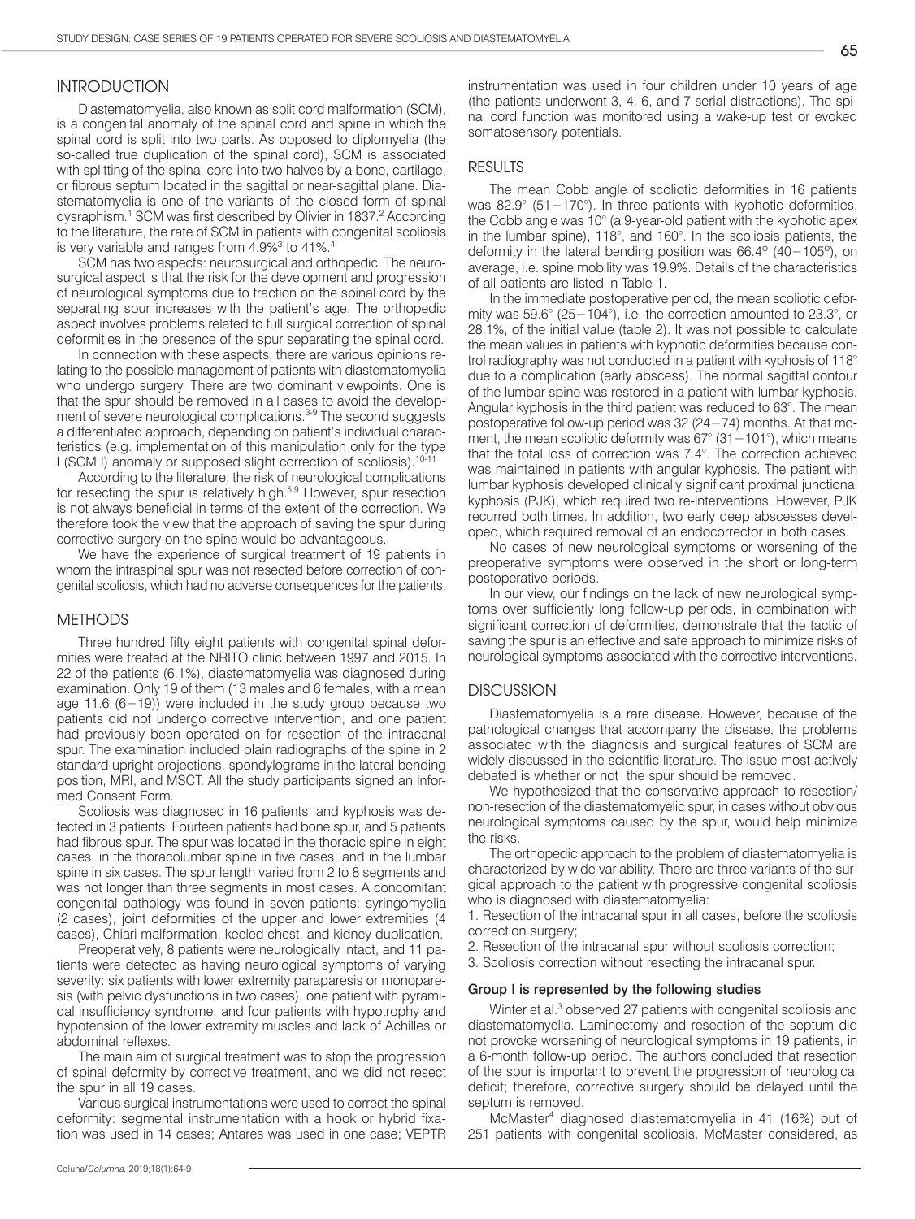## INTRODUCTION

Diastematomyelia, also known as split cord malformation (SCM), is a congenital anomaly of the spinal cord and spine in which the spinal cord is split into two parts. As opposed to diplomyelia (the so-called true duplication of the spinal cord), SCM is associated with splitting of the spinal cord into two halves by a bone, cartilage, or fibrous septum located in the sagittal or near-sagittal plane. Diastematomyelia is one of the variants of the closed form of spinal dysraphism.[1] SCM was first described by Olivier in 1837.[2] According to the literature, the rate of SCM in patients with congenital scoliosis is very variable and ranges from 4.9%[3] to 41%.[4]

SCM has two aspects: neurosurgical and orthopedic. The neurosurgical aspect is that the risk for the development and progression of neurological symptoms due to traction on the spinal cord by the separating spur increases with the patient's age. The orthopedic aspect involves problems related to full surgical correction of spinal deformities in the presence of the spur separating the spinal cord.

In connection with these aspects, there are various opinions relating to the possible management of patients with diastematomyelia who undergo surgery. There are two dominant viewpoints. One is that the spur should be removed in all cases to avoid the development of severe neurological complications.[3-9] The second suggests a differentiated approach, depending on patient's individual characteristics (e.g. implementation of this manipulation only for the type I (SCM I) anomaly or supposed slight correction of scoliosis).[10-11]

According to the literature, the risk of neurological complications for resecting the spur is relatively high.[5,9] However, spur resection is not always beneficial in terms of the extent of the correction. We therefore took the view that the approach of saving the spur during corrective surgery on the spine would be advantageous.

We have the experience of surgical treatment of 19 patients in whom the intraspinal spur was not resected before correction of congenital scoliosis, which had no adverse consequences for the patients.

## METHODS

Three hundred fifty eight patients with congenital spinal deformities were treated at the NRITO clinic between 1997 and 2015. In 22 of the patients (6.1%), diastematomyelia was diagnosed during examination. Only 19 of them (13 males and 6 females, with a mean age 11.6 (6−19)) were included in the study group because two patients did not undergo corrective intervention, and one patient had previously been operated on for resection of the intracanal spur. The examination included plain radiographs of the spine in 2 standard upright projections, spondylograms in the lateral bending position, MRI, and MSCT. All the study participants signed an Informed Consent Form.

Scoliosis was diagnosed in 16 patients, and kyphosis was detected in 3 patients. Fourteen patients had bone spur, and 5 patients had fibrous spur. The spur was located in the thoracic spine in eight cases, in the thoracolumbar spine in five cases, and in the lumbar spine in six cases. The spur length varied from 2 to 8 segments and was not longer than three segments in most cases. A concomitant congenital pathology was found in seven patients: syringomyelia (2 cases), joint deformities of the upper and lower extremities (4 cases), Chiari malformation, keeled chest, and kidney duplication.

Preoperatively, 8 patients were neurologically intact, and 11 patients were detected as having neurological symptoms of varying severity: six patients with lower extremity paraparesis or monoparesis (with pelvic dysfunctions in two cases), one patient with pyramidal insufficiency syndrome, and four patients with hypotrophy and hypotension of the lower extremity muscles and lack of Achilles or abdominal reflexes.

The main aim of surgical treatment was to stop the progression of spinal deformity by corrective treatment, and we did not resect the spur in all 19 cases.

Various surgical instrumentations were used to correct the spinal deformity: segmental instrumentation with a hook or hybrid fixation was used in 14 cases; Antares was used in one case; VEPTR instrumentation was used in four children under 10 years of age (the patients underwent 3, 4, 6, and 7 serial distractions). The spinal cord function was monitored using a wake-up test or evoked somatosensory potentials.

## RESULTS

The mean Cobb angle of scoliotic deformities in 16 patients was 82.9° (51−170°). In three patients with kyphotic deformities, the Cobb angle was 10° (a 9-year-old patient with the kyphotic apex in the lumbar spine), 118°, and 160°. In the scoliosis patients, the deformity in the lateral bending position was 66.4° (40−105°), on average, i.e. spine mobility was 19.9%. Details of the characteristics of all patients are listed in Table 1.

In the immediate postoperative period, the mean scoliotic deformity was 59.6° (25−104°), i.e. the correction amounted to 23.3°, or 28.1%, of the initial value (table 2). It was not possible to calculate the mean values in patients with kyphotic deformities because control radiography was not conducted in a patient with kyphosis of 118° due to a complication (early abscess). The normal sagittal contour of the lumbar spine was restored in a patient with lumbar kyphosis. Angular kyphosis in the third patient was reduced to 63°. The mean postoperative follow-up period was 32 (24−74) months. At that moment, the mean scoliotic deformity was 67° (31−101°), which means that the total loss of correction was 7.4°. The correction achieved was maintained in patients with angular kyphosis. The patient with lumbar kyphosis developed clinically significant proximal junctional kyphosis (PJK), which required two re-interventions. However, PJK recurred both times. In addition, two early deep abscesses developed, which required removal of an endocorrector in both cases.

No cases of new neurological symptoms or worsening of the preoperative symptoms were observed in the short or long-term postoperative periods.

In our view, our findings on the lack of new neurological symptoms over sufficiently long follow-up periods, in combination with significant correction of deformities, demonstrate that the tactic of saving the spur is an effective and safe approach to minimize risks of neurological symptoms associated with the corrective interventions.

## DISCUSSION

Diastematomyelia is a rare disease. However, because of the pathological changes that accompany the disease, the problems associated with the diagnosis and surgical features of SCM are widely discussed in the scientific literature. The issue most actively debated is whether or not the spur should be removed.

We hypothesized that the conservative approach to resection/non-resection of the diastematomyelic spur, in cases without obvious neurological symptoms caused by the spur, would help minimize the risks.

The orthopedic approach to the problem of diastematomyelia is characterized by wide variability. There are three variants of the surgical approach to the patient with progressive congenital scoliosis who is diagnosed with diastematomyelia:

1. Resection of the intracanal spur in all cases, before the scoliosis correction surgery;
2. Resection of the intracanal spur without scoliosis correction;
3. Scoliosis correction without resecting the intracanal spur.

#### Group I is represented by the following studies

Winter et al.[3] observed 27 patients with congenital scoliosis and diastematomyelia. Laminectomy and resection of the septum did not provoke worsening of neurological symptoms in 19 patients, in a 6-month follow-up period. The authors concluded that resection of the spur is important to prevent the progression of neurological deficit; therefore, corrective surgery should be delayed until the septum is removed.

McMaster[4] diagnosed diastematomyelia in 41 (16%) out of 251 patients with congenital scoliosis. McMaster considered, as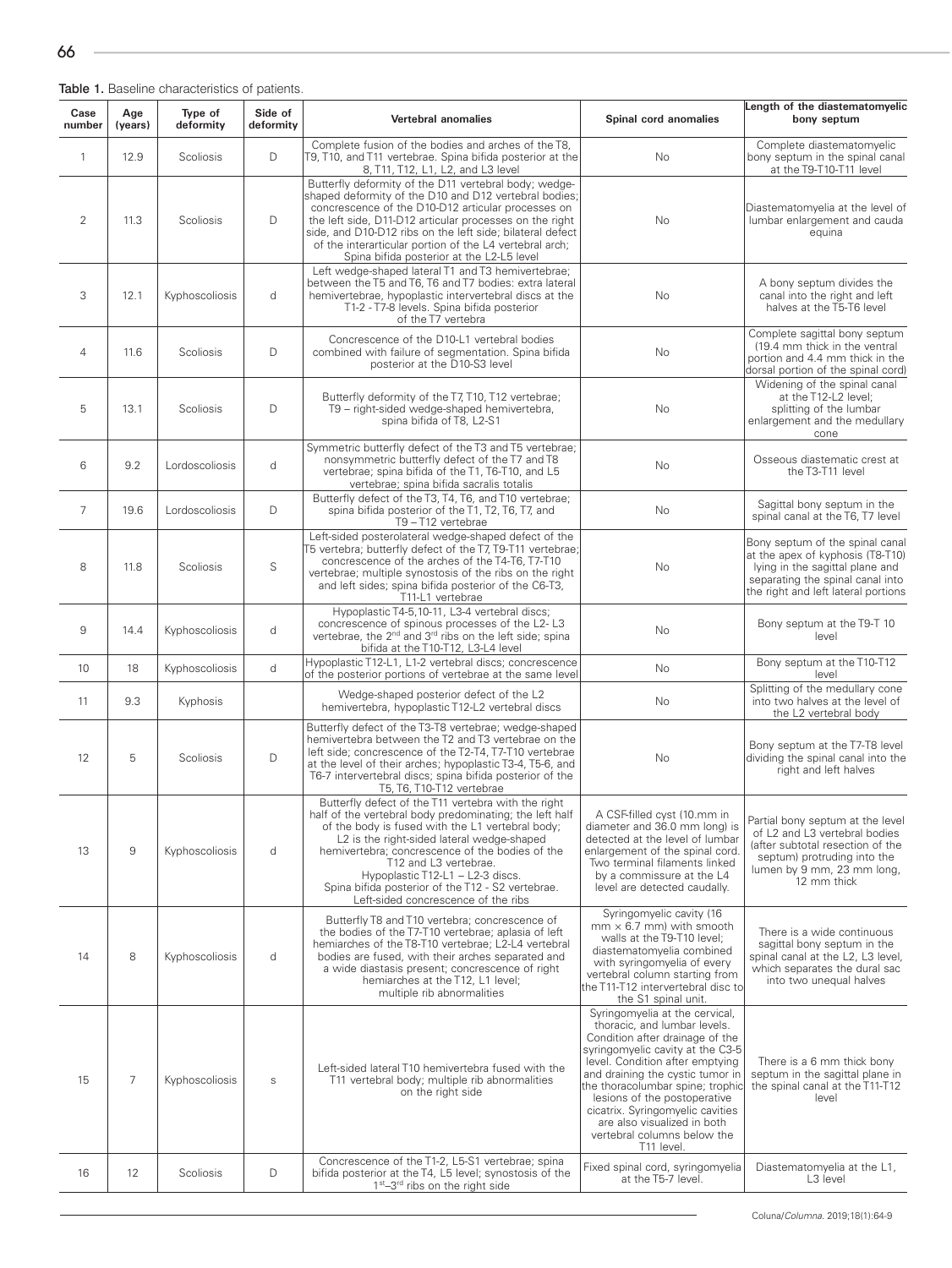**Table 1.** Baseline characteristics of patients.

| Case number | Age (years) | Type of deformity | Side of deformity | Vertebral anomalies | Spinal cord anomalies | Length of the diastematomyelic bony septum |
|---|---|---|---|---|---|---|
| 1 | 12.9 | Scoliosis | D | Complete fusion of the bodies and arches of the T8, T9, T10, and T11 vertebrae. Spina bifida posterior at the 8, T11, T12, L1, L2, and L3 level | No | Complete diastematomyelic bony septum in the spinal canal at the T9-T10-T11 level |
| 2 | 11.3 | Scoliosis | D | Butterfly deformity of the D11 vertebral body; wedge-shaped deformity of the D10 and D12 vertebral bodies; concrescence of the D10-D12 articular processes on the left side, D11-D12 articular processes on the right side, and D10-D12 ribs on the left side; bilateral defect of the interarticular portion of the L4 vertebral arch; Spina bifida posterior at the L2-L5 level | No | Diastematomyelia at the level of lumbar enlargement and cauda equina |
| 3 | 12.1 | Kyphoscoliosis | d | Left wedge-shaped lateral T1 and T3 hemivertebrae; between the T5 and T6, T6 and T7 bodies: extra lateral hemivertebrae, hypoplastic intervertebral discs at the T1-2 - T7-8 levels. Spina bifida posterior of the T7 vertebra | No | A bony septum divides the canal into the right and left halves at the T5-T6 level |
| 4 | 11.6 | Scoliosis | D | Concrescence of the D10-L1 vertebral bodies combined with failure of segmentation. Spina bifida posterior at the D10-S3 level | No | Complete sagittal bony septum (19.4 mm thick in the ventral portion and 4.4 mm thick in the dorsal portion of the spinal cord) |
| 5 | 13.1 | Scoliosis | D | Butterfly deformity of the T7, T10, T12 vertebrae; T9 – right-sided wedge-shaped hemivertebra, spina bifida of T8, L2-S1 | No | Widening of the spinal canal at the T12-L2 level; splitting of the lumbar enlargement and the medullary cone |
| 6 | 9.2 | Lordoscoliosis | d | Symmetric butterfly defect of the T3 and T5 vertebrae; nonsymmetric butterfly defect of the T7 and T8 vertebrae; spina bifida of the T1, T6-T10, and L5 vertebrae; spina bifida sacralis totalis | No | Osseous diastematic crest at the T3-T11 level |
| 7 | 19.6 | Lordoscoliosis | D | Butterfly defect of the T3, T4, T6, and T10 vertebrae; spina bifida posterior of the T1, T2, T6, T7, and T9 – T12 vertebrae | No | Sagittal bony septum in the spinal canal at the T6, T7 level |
| 8 | 11.8 | Scoliosis | S | Left-sided posterolateral wedge-shaped defect of the T5 vertebra; butterfly defect of the T7, T9-T11 vertebrae; concrescence of the arches of the T4-T6, T7-T10 vertebrae; multiple synostosis of the ribs on the right and left sides; spina bifida posterior of the C6-T3, T11-L1 vertebrae | No | Bony septum of the spinal canal at the apex of kyphosis (T8-T10) lying in the sagittal plane and separating the spinal canal into the right and left lateral portions |
| 9 | 14.4 | Kyphoscoliosis | d | Hypoplastic T4-5,10-11, L3-4 vertebral discs; concrescence of spinous processes of the L2- L3 vertebrae, the 2nd and 3rd ribs on the left side; spina bifida at the T10-T12, L3-L4 level | No | Bony septum at the T9-T 10 level |
| 10 | 18 | Kyphoscoliosis | d | Hypoplastic T12-L1, L1-2 vertebral discs; concrescence of the posterior portions of vertebrae at the same level | No | Bony septum at the T10-T12 level |
| 11 | 9.3 | Kyphosis | | Wedge-shaped posterior defect of the L2 hemivertebra, hypoplastic T12-L2 vertebral discs | No | Splitting of the medullary cone into two halves at the level of the L2 vertebral body |
| 12 | 5 | Scoliosis | D | Butterfly defect of the T3-T8 vertebrae; wedge-shaped hemivertebra between the T2 and T3 vertebrae on the left side; concrescence of the T2-T4, T7-T10 vertebrae at the level of their arches; hypoplastic T3-4, T5-6, and T6-7 intervertebral discs; spina bifida posterior of the T5, T6, T10-T12 vertebrae | No | Bony septum at the T7-T8 level dividing the spinal canal into the right and left halves |
| 13 | 9 | Kyphoscoliosis | d | Butterfly defect of the T11 vertebra with the right half of the vertebral body predominating; the left half of the body is fused with the L1 vertebral body; L2 is the right-sided lateral wedge-shaped hemivertebra; concrescence of the bodies of the T12 and L3 vertebrae. Hypoplastic T12-L1 – L2-3 discs. Spina bifida posterior of the T12 - S2 vertebrae. Left-sided concrescence of the ribs | A CSF-filled cyst (10.mm in diameter and 36.0 mm long) is detected at the level of lumbar enlargement of the spinal cord. Two terminal filaments linked by a commissure at the L4 level are detected caudally. | Partial bony septum at the level of L2 and L3 vertebral bodies (after subtotal resection of the septum) protruding into the lumen by 9 mm, 23 mm long, 12 mm thick |
| 14 | 8 | Kyphoscoliosis | d | Butterfly T8 and T10 vertebra; concrescence of the bodies of the T7-T10 vertebrae; aplasia of left hemiarches of the T8-T10 vertebrae; L2-L4 vertebral bodies are fused, with their arches separated and a wide diastasis present; concrescence of right hemiarches at the T12, L1 level; multiple rib abnormalities | Syringomyelic cavity (16 mm × 6.7 mm) with smooth walls at the T9-T10 level; diastematomyelia combined with syringomyelia of every vertebral column starting from the T11-T12 intervertebral disc to the S1 spinal unit. | There is a wide continuous sagittal bony septum in the spinal canal at the L2, L3 level, which separates the dural sac into two unequal halves |
| 15 | 7 | Kyphoscoliosis | s | Left-sided lateral T10 hemivertebra fused with the T11 vertebral body; multiple rib abnormalities on the right side | Syringomyelia at the cervical, thoracic, and lumbar levels. Condition after drainage of the syringomyelic cavity at the C3-5 level. Condition after emptying and draining the cystic tumor in the thoracolumbar spine; trophic lesions of the postoperative cicatrix. Syringomyelic cavities are also visualized in both vertebral columns below the T11 level. | There is a 6 mm thick bony septum in the sagittal plane in the spinal canal at the T11-T12 level |
| 16 | 12 | Scoliosis | D | Concrescence of the T1-2, L5-S1 vertebrae; spina bifida posterior at the T4, L5 level; synostosis of the 1st–3rd ribs on the right side | Fixed spinal cord, syringomyelia at the T5-7 level. | Diastematomyelia at the L1, L3 level |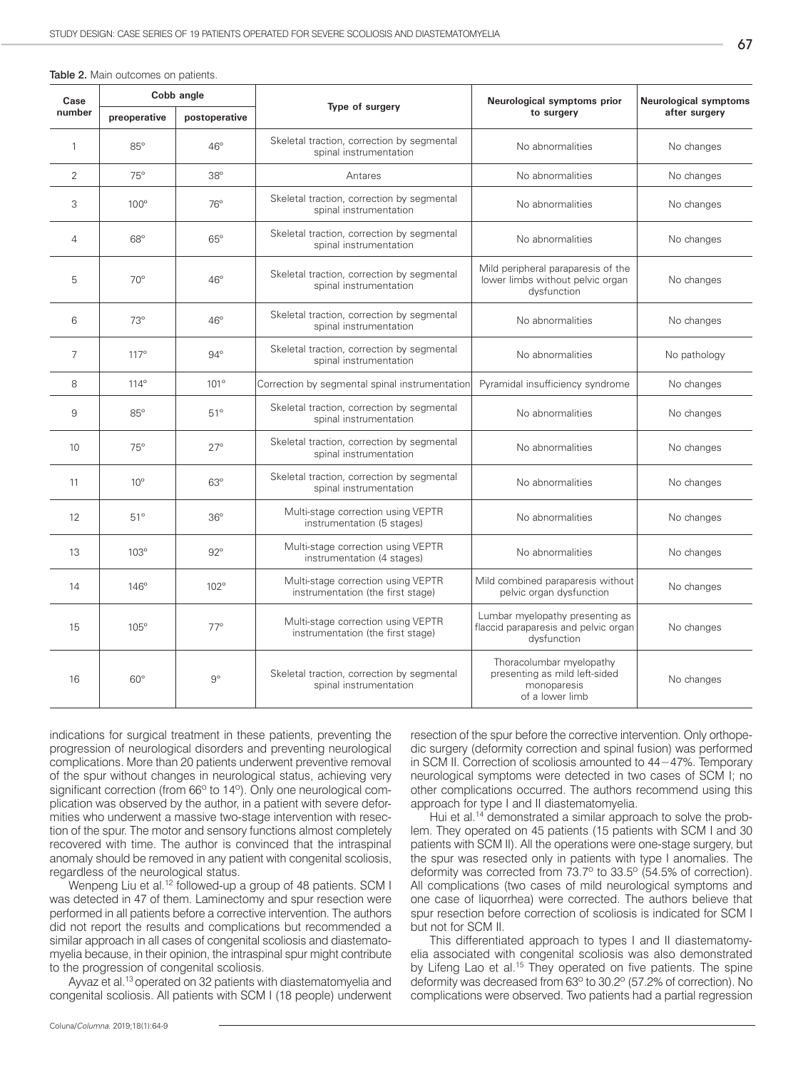**Table 2.** Main outcomes on patients.

| Case number | Cobb angle | | Type of surgery | Neurological symptoms prior to surgery | Neurological symptoms after surgery |
|---|---|---|---|---|---|
| | preoperative | postoperative | | | |
| 1 | 85° | 46° | Skeletal traction, correction by segmental spinal instrumentation | No abnormalities | No changes |
| 2 | 75° | 38° | Antares | No abnormalities | No changes |
| 3 | 100° | 76° | Skeletal traction, correction by segmental spinal instrumentation | No abnormalities | No changes |
| 4 | 68° | 65° | Skeletal traction, correction by segmental spinal instrumentation | No abnormalities | No changes |
| 5 | 70° | 46° | Skeletal traction, correction by segmental spinal instrumentation | Mild peripheral paraparesis of the lower limbs without pelvic organ dysfunction | No changes |
| 6 | 73° | 46° | Skeletal traction, correction by segmental spinal instrumentation | No abnormalities | No changes |
| 7 | 117° | 94° | Skeletal traction, correction by segmental spinal instrumentation | No abnormalities | No pathology |
| 8 | 114° | 101° | Correction by segmental spinal instrumentation | Pyramidal insufficiency syndrome | No changes |
| 9 | 85° | 51° | Skeletal traction, correction by segmental spinal instrumentation | No abnormalities | No changes |
| 10 | 75° | 27° | Skeletal traction, correction by segmental spinal instrumentation | No abnormalities | No changes |
| 11 | 10° | 63° | Skeletal traction, correction by segmental spinal instrumentation | No abnormalities | No changes |
| 12 | 51° | 36° | Multi-stage correction using VEPTR instrumentation (5 stages) | No abnormalities | No changes |
| 13 | 103° | 92° | Multi-stage correction using VEPTR instrumentation (4 stages) | No abnormalities | No changes |
| 14 | 146° | 102° | Multi-stage correction using VEPTR instrumentation (the first stage) | Mild combined paraparesis without pelvic organ dysfunction | No changes |
| 15 | 105° | 77° | Multi-stage correction using VEPTR instrumentation (the first stage) | Lumbar myelopathy presenting as flaccid paraparesis and pelvic organ dysfunction | No changes |
| 16 | 60° | 9° | Skeletal traction, correction by segmental spinal instrumentation | Thoracolumbar myelopathy presenting as mild left-sided monoparesis of a lower limb | No changes |

indications for surgical treatment in these patients, preventing the progression of neurological disorders and preventing neurological complications. More than 20 patients underwent preventive removal of the spur without changes in neurological status, achieving very significant correction (from 66° to 14°). Only one neurological complication was observed by the author, in a patient with severe deformities who underwent a massive two-stage intervention with resection of the spur. The motor and sensory functions almost completely recovered with time. The author is convinced that the intraspinal anomaly should be removed in any patient with congenital scoliosis, regardless of the neurological status.

Wenpeng Liu et al.[12] followed-up a group of 48 patients. SCM I was detected in 47 of them. Laminectomy and spur resection were performed in all patients before a corrective intervention. The authors did not report the results and complications but recommended a similar approach in all cases of congenital scoliosis and diastematomyelia because, in their opinion, the intraspinal spur might contribute to the progression of congenital scoliosis.

Ayvaz et al.[13] operated on 32 patients with diastematomyelia and congenital scoliosis. All patients with SCM I (18 people) underwent resection of the spur before the corrective intervention. Only orthopedic surgery (deformity correction and spinal fusion) was performed in SCM II. Correction of scoliosis amounted to 44−47%. Temporary neurological symptoms were detected in two cases of SCM I; no other complications occurred. The authors recommend using this approach for type I and II diastematomyelia.

Hui et al.[14] demonstrated a similar approach to solve the problem. They operated on 45 patients (15 patients with SCM I and 30 patients with SCM II). All the operations were one-stage surgery, but the spur was resected only in patients with type I anomalies. The deformity was corrected from 73.7° to 33.5° (54.5% of correction). All complications (two cases of mild neurological symptoms and one case of liquorrhea) were corrected. The authors believe that spur resection before correction of scoliosis is indicated for SCM I but not for SCM II.

This differentiated approach to types I and II diastematomyelia associated with congenital scoliosis was also demonstrated by Lifeng Lao et al.[15] They operated on five patients. The spine deformity was decreased from 63° to 30.2° (57.2% of correction). No complications were observed. Two patients had a partial regression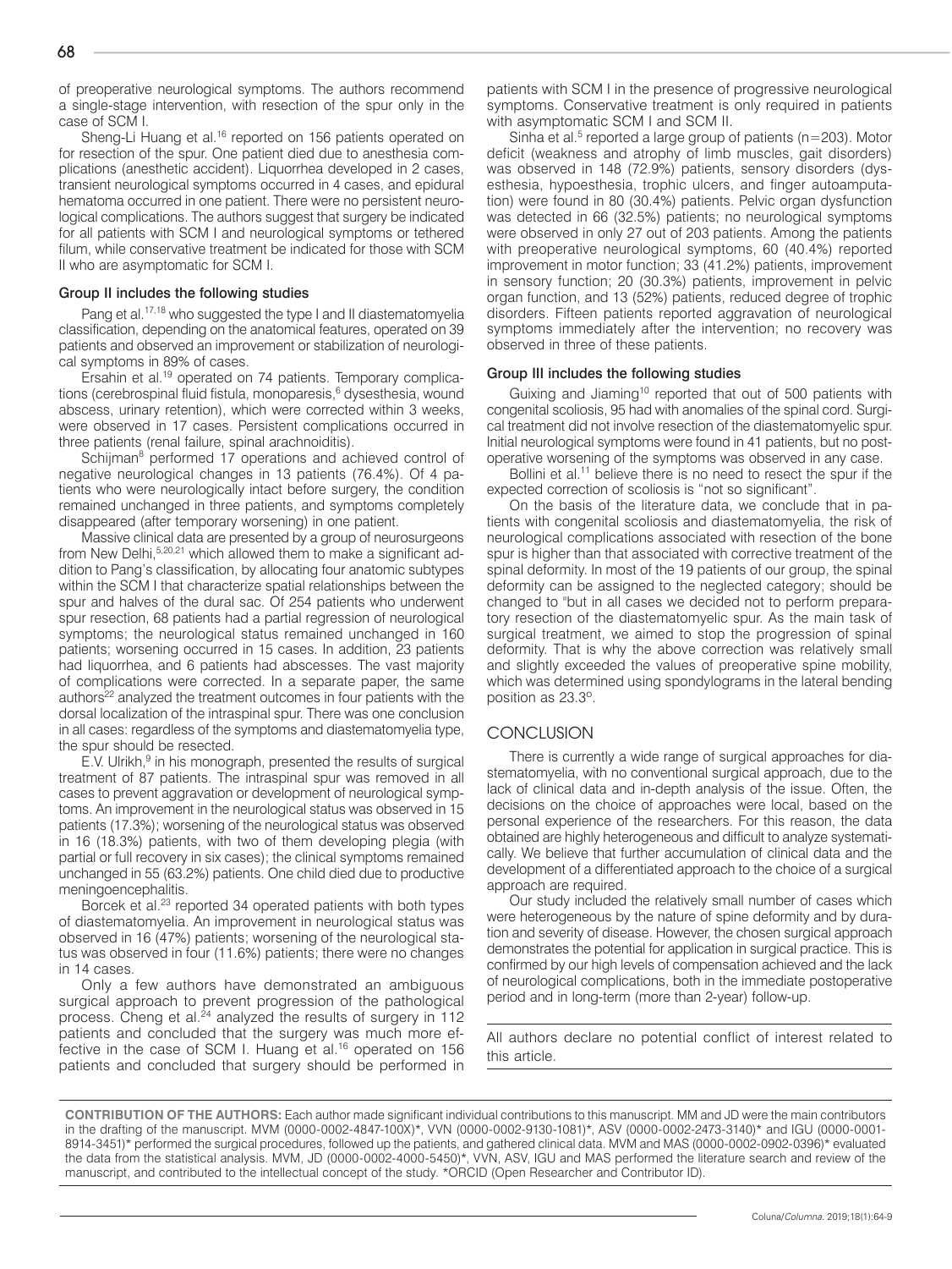of preoperative neurological symptoms. The authors recommend a single-stage intervention, with resection of the spur only in the case of SCM I.

Sheng-Li Huang et al.[16] reported on 156 patients operated on for resection of the spur. One patient died due to anesthesia complications (anesthetic accident). Liquorrhea developed in 2 cases, transient neurological symptoms occurred in 4 cases, and epidural hematoma occurred in one patient. There were no persistent neurological complications. The authors suggest that surgery be indicated for all patients with SCM I and neurological symptoms or tethered filum, while conservative treatment be indicated for those with SCM II who are asymptomatic for SCM I.

#### Group II includes the following studies

Pang et al.[17,18] who suggested the type I and II diastematomyelia classification, depending on the anatomical features, operated on 39 patients and observed an improvement or stabilization of neurological symptoms in 89% of cases.

Ersahin et al.[19] operated on 74 patients. Temporary complications (cerebrospinal fluid fistula, monoparesis,[6] dysesthesia, wound abscess, urinary retention), which were corrected within 3 weeks, were observed in 17 cases. Persistent complications occurred in three patients (renal failure, spinal arachnoiditis).

Schijman[8] performed 17 operations and achieved control of negative neurological changes in 13 patients (76.4%). Of 4 patients who were neurologically intact before surgery, the condition remained unchanged in three patients, and symptoms completely disappeared (after temporary worsening) in one patient.

Massive clinical data are presented by a group of neurosurgeons from New Delhi,[5,20,21] which allowed them to make a significant addition to Pang's classification, by allocating four anatomic subtypes within the SCM I that characterize spatial relationships between the spur and halves of the dural sac. Of 254 patients who underwent spur resection, 68 patients had a partial regression of neurological symptoms; the neurological status remained unchanged in 160 patients; worsening occurred in 15 cases. In addition, 23 patients had liquorrhea, and 6 patients had abscesses. The vast majority of complications were corrected. In a separate paper, the same authors[22] analyzed the treatment outcomes in four patients with the dorsal localization of the intraspinal spur. There was one conclusion in all cases: regardless of the symptoms and diastematomyelia type, the spur should be resected.

E.V. Ulrikh,[9] in his monograph, presented the results of surgical treatment of 87 patients. The intraspinal spur was removed in all cases to prevent aggravation or development of neurological symptoms. An improvement in the neurological status was observed in 15 patients (17.3%); worsening of the neurological status was observed in 16 (18.3%) patients, with two of them developing plegia (with partial or full recovery in six cases); the clinical symptoms remained unchanged in 55 (63.2%) patients. One child died due to productive meningoencephalitis.

Borcek et al.[23] reported 34 operated patients with both types of diastematomyelia. An improvement in neurological status was observed in 16 (47%) patients; worsening of the neurological status was observed in four (11.6%) patients; there were no changes in 14 cases.

Only a few authors have demonstrated an ambiguous surgical approach to prevent progression of the pathological process. Cheng et al.[24] analyzed the results of surgery in 112 patients and concluded that the surgery was much more effective in the case of SCM I. Huang et al.[16] operated on 156 patients and concluded that surgery should be performed in patients with SCM I in the presence of progressive neurological symptoms. Conservative treatment is only required in patients with asymptomatic SCM I and SCM II.

Sinha et al.[5] reported a large group of patients (n=203). Motor deficit (weakness and atrophy of limb muscles, gait disorders) was observed in 148 (72.9%) patients, sensory disorders (dysesthesia, hypoesthesia, trophic ulcers, and finger autoamputation) were found in 80 (30.4%) patients. Pelvic organ dysfunction was detected in 66 (32.5%) patients; no neurological symptoms were observed in only 27 out of 203 patients. Among the patients with preoperative neurological symptoms, 60 (40.4%) reported improvement in motor function; 33 (41.2%) patients, improvement in sensory function; 20 (30.3%) patients, improvement in pelvic organ function, and 13 (52%) patients, reduced degree of trophic disorders. Fifteen patients reported aggravation of neurological symptoms immediately after the intervention; no recovery was observed in three of these patients.

#### Group III includes the following studies

Guixing and Jiaming[10] reported that out of 500 patients with congenital scoliosis, 95 had with anomalies of the spinal cord. Surgical treatment did not involve resection of the diastematomyelic spur. Initial neurological symptoms were found in 41 patients, but no postoperative worsening of the symptoms was observed in any case.

Bollini et al.[11] believe there is no need to resect the spur if the expected correction of scoliosis is "not so significant".

On the basis of the literature data, we conclude that in patients with congenital scoliosis and diastematomyelia, the risk of neurological complications associated with resection of the bone spur is higher than that associated with corrective treatment of the spinal deformity. In most of the 19 patients of our group, the spinal deformity can be assigned to the neglected category; should be changed to "but in all cases we decided not to perform preparatory resection of the diastematomyelic spur. As the main task of surgical treatment, we aimed to stop the progression of spinal deformity. That is why the above correction was relatively small and slightly exceeded the values of preoperative spine mobility, which was determined using spondylograms in the lateral bending position as 23.3°.

## CONCLUSION

There is currently a wide range of surgical approaches for diastematomyelia, with no conventional surgical approach, due to the lack of clinical data and in-depth analysis of the issue. Often, the decisions on the choice of approaches were local, based on the personal experience of the researchers. For this reason, the data obtained are highly heterogeneous and difficult to analyze systematically. We believe that further accumulation of clinical data and the development of a differentiated approach to the choice of a surgical approach are required.

Our study included the relatively small number of cases which were heterogeneous by the nature of spine deformity and by duration and severity of disease. However, the chosen surgical approach demonstrates the potential for application in surgical practice. This is confirmed by our high levels of compensation achieved and the lack of neurological complications, both in the immediate postoperative period and in long-term (more than 2-year) follow-up.

All authors declare no potential conflict of interest related to this article.

**CONTRIBUTION OF THE AUTHORS:** Each author made significant individual contributions to this manuscript. MM and JD were the main contributors in the drafting of the manuscript. MVM (0000-0002-4847-100X)*, VVN (0000-0002-9130-1081)*, ASV (0000-0002-2473-3140)* and IGU (0000-0001-8914-3451)* performed the surgical procedures, followed up the patients, and gathered clinical data. MVM and MAS (0000-0002-0902-0396)* evaluated the data from the statistical analysis. MVM, JD (0000-0002-4000-5450)*, VVN, ASV, IGU and MAS performed the literature search and review of the manuscript, and contributed to the intellectual concept of the study. *ORCID (Open Researcher and Contributor ID).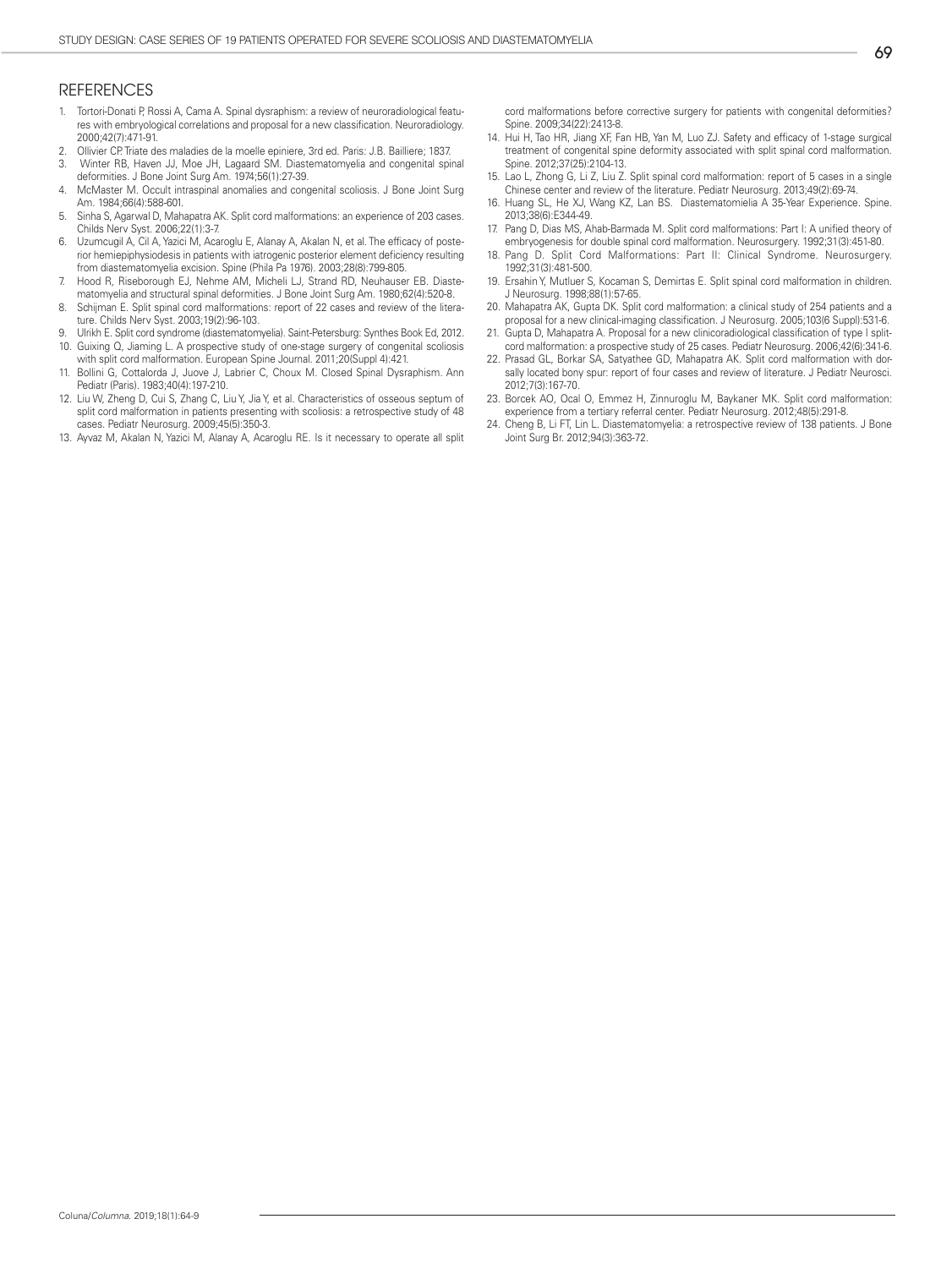## REFERENCES

1. Tortori-Donati P, Rossi A, Cama A. Spinal dysraphism: a review of neuroradiological features with embryological correlations and proposal for a new classification. Neuroradiology. 2000;42(7):471-91.
2. Ollivier CP. Triate des maladies de la moelle epiniere, 3rd ed. Paris: J.B. Bailliere; 1837.
3. Winter RB, Haven JJ, Moe JH, Lagaard SM. Diastematomyelia and congenital spinal deformities. J Bone Joint Surg Am. 1974;56(1):27-39.
4. McMaster M. Occult intraspinal anomalies and congenital scoliosis. J Bone Joint Surg Am. 1984;66(4):588-601.
5. Sinha S, Agarwal D, Mahapatra AK. Split cord malformations: an experience of 203 cases. Childs Nerv Syst. 2006;22(1):3-7.
6. Uzumcugil A, Cil A, Yazici M, Acaroglu E, Alanay A, Akalan N, et al. The efficacy of posterior hemiepiphysiodesis in patients with iatrogenic posterior element deficiency resulting from diastematomyelia excision. Spine (Phila Pa 1976). 2003;28(8):799-805.
7. Hood R, Riseborough EJ, Nehme AM, Micheli LJ, Strand RD, Neuhauser EB. Diastematomyelia and structural spinal deformities. J Bone Joint Surg Am. 1980;62(4):520-8.
8. Schijman E. Split spinal cord malformations: report of 22 cases and review of the literature. Childs Nerv Syst. 2003;19(2):96-103.
9. Ulrikh E. Split cord syndrome (diastematomyelia). Saint-Petersburg: Synthes Book Ed, 2012.
10. Guixing Q, Jiaming L. A prospective study of one-stage surgery of congenital scoliosis with split cord malformation. European Spine Journal. 2011;20(Suppl 4):421.
11. Bollini G, Cottalorda J, Juove J, Labrier C, Choux M. Closed Spinal Dysraphism. Ann Pediatr (Paris). 1983;40(4):197-210.
12. Liu W, Zheng D, Cui S, Zhang C, Liu Y, Jia Y, et al. Characteristics of osseous septum of split cord malformation in patients presenting with scoliosis: a retrospective study of 48 cases. Pediatr Neurosurg. 2009;45(5):350-3.
13. Ayvaz M, Akalan N, Yazici M, Alanay A, Acaroglu RE. Is it necessary to operate all split cord malformations before corrective surgery for patients with congenital deformities? Spine. 2009;34(22):2413-8.
14. Hui H, Tao HR, Jiang XF, Fan HB, Yan M, Luo ZJ. Safety and efficacy of 1-stage surgical treatment of congenital spine deformity associated with split spinal cord malformation. Spine. 2012;37(25):2104-13.
15. Lao L, Zhong G, Li Z, Liu Z. Split spinal cord malformation: report of 5 cases in a single Chinese center and review of the literature. Pediatr Neurosurg. 2013;49(2):69-74.
16. Huang SL, He XJ, Wang KZ, Lan BS. Diastematomielia A 35-Year Experience. Spine. 2013;38(6):E344-49.
17. Pang D, Dias MS, Ahab-Barmada M. Split cord malformations: Part I: A unified theory of embryogenesis for double spinal cord malformation. Neurosurgery. 1992;31(3):451-80.
18. Pang D. Split Cord Malformations: Part II: Clinical Syndrome. Neurosurgery. 1992;31(3):481-500.
19. Ersahin Y, Mutluer S, Kocaman S, Demirtas E. Split spinal cord malformation in children. J Neurosurg. 1998;88(1):57-65.
20. Mahapatra AK, Gupta DK. Split cord malformation: a clinical study of 254 patients and a proposal for a new clinical-imaging classification. J Neurosurg. 2005;103(6 Suppl):531-6.
21. Gupta D, Mahapatra A. Proposal for a new clinicoradiological classification of type I split-cord malformation: a prospective study of 25 cases. Pediatr Neurosurg. 2006;42(6):341-6.
22. Prasad GL, Borkar SA, Satyathee GD, Mahapatra AK. Split cord malformation with dorsally located bony spur: report of four cases and review of literature. J Pediatr Neurosci. 2012;7(3):167-70.
23. Borcek AO, Ocal O, Emmez H, Zinnuroglu M, Baykaner MK. Split cord malformation: experience from a tertiary referral center. Pediatr Neurosurg. 2012;48(5):291-8.
24. Cheng B, Li FT, Lin L. Diastematomyelia: a retrospective review of 138 patients. J Bone Joint Surg Br. 2012;94(3):363-72.